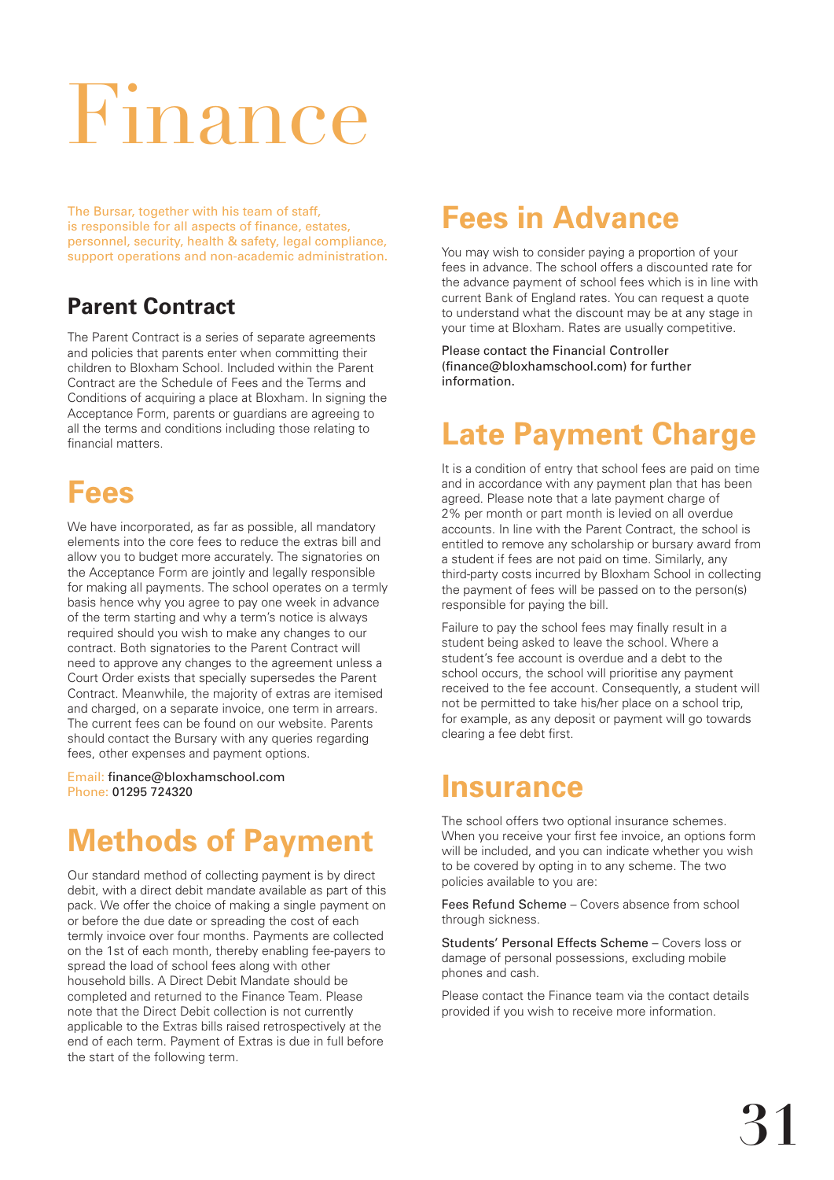# Finance

The Bursar, together with his team of staff, is responsible for all aspects of finance, estates, personnel, security, health & safety, legal compliance, support operations and non-academic administration.

### Parent Contract

The Parent Contract is a series of separate agreements and policies that parents enter when committing their children to Bloxham School. Included within the Parent Contract are the Schedule of Fees and the Terms and Conditions of acquiring a place at Bloxham. In signing the Acceptance Form, parents or guardians are agreeing to all the terms and conditions including those relating to financial matters.

## Fees

We have incorporated, as far as possible, all mandatory elements into the core fees to reduce the extras bill and allow you to budget more accurately. The signatories on the Acceptance Form are jointly and legally responsible for making all payments. The school operates on a termly basis hence why you agree to pay one week in advance of the term starting and why a term's notice is always required should you wish to make any changes to our contract. Both signatories to the Parent Contract will need to approve any changes to the agreement unless a Court Order exists that specially supersedes the Parent Contract. Meanwhile, the majority of extras are itemised and charged, on a separate invoice, one term in arrears. The current fees can be found on our website. Parents should contact the Bursary with any queries regarding fees, other expenses and payment options.

Email: finance@bloxhamschool.com
Phone: 01295 724320

## Methods of Payment

Our standard method of collecting payment is by direct debit, with a direct debit mandate available as part of this pack. We offer the choice of making a single payment on or before the due date or spreading the cost of each termly invoice over four months. Payments are collected on the 1st of each month, thereby enabling fee-payers to spread the load of school fees along with other household bills. A Direct Debit Mandate should be completed and returned to the Finance Team. Please note that the Direct Debit collection is not currently applicable to the Extras bills raised retrospectively at the end of each term. Payment of Extras is due in full before the start of the following term.

## Fees in Advance

You may wish to consider paying a proportion of your fees in advance. The school offers a discounted rate for the advance payment of school fees which is in line with current Bank of England rates. You can request a quote to understand what the discount may be at any stage in your time at Bloxham. Rates are usually competitive.

Please contact the Financial Controller (finance@bloxhamschool.com) for further information.

## Late Payment Charge

It is a condition of entry that school fees are paid on time and in accordance with any payment plan that has been agreed. Please note that a late payment charge of 2% per month or part month is levied on all overdue accounts. In line with the Parent Contract, the school is entitled to remove any scholarship or bursary award from a student if fees are not paid on time. Similarly, any third-party costs incurred by Bloxham School in collecting the payment of fees will be passed on to the person(s) responsible for paying the bill.

Failure to pay the school fees may finally result in a student being asked to leave the school. Where a student's fee account is overdue and a debt to the school occurs, the school will prioritise any payment received to the fee account. Consequently, a student will not be permitted to take his/her place on a school trip, for example, as any deposit or payment will go towards clearing a fee debt first.

## Insurance

The school offers two optional insurance schemes. When you receive your first fee invoice, an options form will be included, and you can indicate whether you wish to be covered by opting in to any scheme. The two policies available to you are:

Fees Refund Scheme – Covers absence from school through sickness.

Students' Personal Effects Scheme – Covers loss or damage of personal possessions, excluding mobile phones and cash.

Please contact the Finance team via the contact details provided if you wish to receive more information.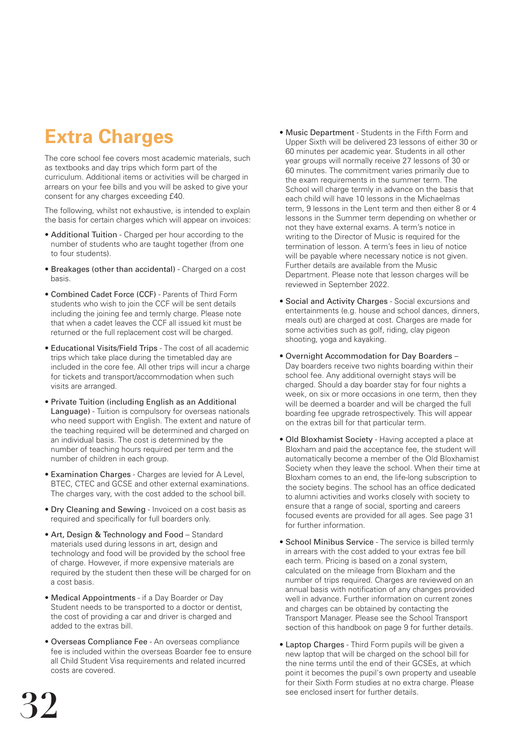# Extra Charges

The core school fee covers most academic materials, such as textbooks and day trips which form part of the curriculum. Additional items or activities will be charged in arrears on your fee bills and you will be asked to give your consent for any charges exceeding £40.

The following, whilst not exhaustive, is intended to explain the basis for certain charges which will appear on invoices:

- Additional Tuition - Charged per hour according to the number of students who are taught together (from one to four students).
- Breakages (other than accidental) - Charged on a cost basis.
- Combined Cadet Force (CCF) - Parents of Third Form students who wish to join the CCF will be sent details including the joining fee and termly charge. Please note that when a cadet leaves the CCF all issued kit must be returned or the full replacement cost will be charged.
- Educational Visits/Field Trips - The cost of all academic trips which take place during the timetabled day are included in the core fee. All other trips will incur a charge for tickets and transport/accommodation when such visits are arranged.
- Private Tuition (including English as an Additional Language) - Tuition is compulsory for overseas nationals who need support with English. The extent and nature of the teaching required will be determined and charged on an individual basis. The cost is determined by the number of teaching hours required per term and the number of children in each group.
- Examination Charges - Charges are levied for A Level, BTEC, CTEC and GCSE and other external examinations. The charges vary, with the cost added to the school bill.
- Dry Cleaning and Sewing - Invoiced on a cost basis as required and specifically for full boarders only.
- Art, Design & Technology and Food – Standard materials used during lessons in art, design and technology and food will be provided by the school free of charge. However, if more expensive materials are required by the student then these will be charged for on a cost basis.
- Medical Appointments - if a Day Boarder or Day Student needs to be transported to a doctor or dentist, the cost of providing a car and driver is charged and added to the extras bill.
- Overseas Compliance Fee - An overseas compliance fee is included within the overseas Boarder fee to ensure all Child Student Visa requirements and related incurred costs are covered.
- Music Department - Students in the Fifth Form and Upper Sixth will be delivered 23 lessons of either 30 or 60 minutes per academic year. Students in all other year groups will normally receive 27 lessons of 30 or 60 minutes. The commitment varies primarily due to the exam requirements in the summer term. The School will charge termly in advance on the basis that each child will have 10 lessons in the Michaelmas term, 9 lessons in the Lent term and then either 8 or 4 lessons in the Summer term depending on whether or not they have external exams. A term's notice in writing to the Director of Music is required for the termination of lesson. A term's fees in lieu of notice will be payable where necessary notice is not given. Further details are available from the Music Department. Please note that lesson charges will be reviewed in September 2022.
- Social and Activity Charges - Social excursions and entertainments (e.g. house and school dances, dinners, meals out) are charged at cost. Charges are made for some activities such as golf, riding, clay pigeon shooting, yoga and kayaking.
- Overnight Accommodation for Day Boarders – Day boarders receive two nights boarding within their school fee. Any additional overnight stays will be charged. Should a day boarder stay for four nights a week, on six or more occasions in one term, then they will be deemed a boarder and will be charged the full boarding fee upgrade retrospectively. This will appear on the extras bill for that particular term.
- Old Bloxhamist Society - Having accepted a place at Bloxham and paid the acceptance fee, the student will automatically become a member of the Old Bloxhamist Society when they leave the school. When their time at Bloxham comes to an end, the life-long subscription to the society begins. The school has an office dedicated to alumni activities and works closely with society to ensure that a range of social, sporting and careers focused events are provided for all ages. See page 31 for further information.
- School Minibus Service - The service is billed termly in arrears with the cost added to your extras fee bill each term. Pricing is based on a zonal system, calculated on the mileage from Bloxham and the number of trips required. Charges are reviewed on an annual basis with notification of any changes provided well in advance. Further information on current zones and charges can be obtained by contacting the Transport Manager. Please see the School Transport section of this handbook on page 9 for further details.
- Laptop Charges - Third Form pupils will be given a new laptop that will be charged on the school bill for the nine terms until the end of their GCSEs, at which point it becomes the pupil's own property and useable for their Sixth Form studies at no extra charge. Please see enclosed insert for further details.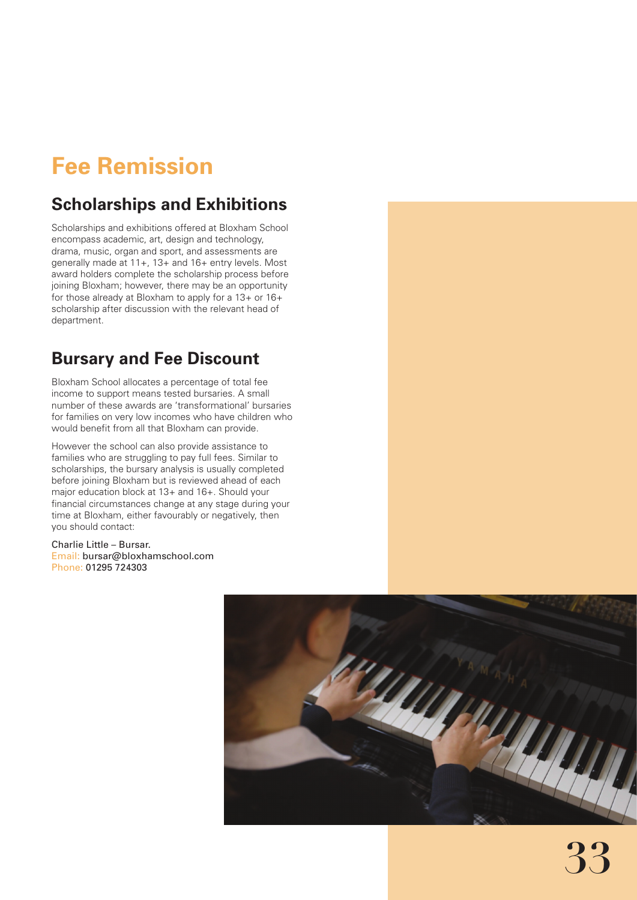# Fee Remission

## Scholarships and Exhibitions

Scholarships and exhibitions offered at Bloxham School encompass academic, art, design and technology, drama, music, organ and sport, and assessments are generally made at 11+, 13+ and 16+ entry levels. Most award holders complete the scholarship process before joining Bloxham; however, there may be an opportunity for those already at Bloxham to apply for a 13+ or 16+ scholarship after discussion with the relevant head of department.

## Bursary and Fee Discount

Bloxham School allocates a percentage of total fee income to support means tested bursaries. A small number of these awards are 'transformational' bursaries for families on very low incomes who have children who would benefit from all that Bloxham can provide.

However the school can also provide assistance to families who are struggling to pay full fees. Similar to scholarships, the bursary analysis is usually completed before joining Bloxham but is reviewed ahead of each major education block at 13+ and 16+. Should your financial circumstances change at any stage during your time at Bloxham, either favourably or negatively, then you should contact:

Charlie Little – Bursar.
Email: bursar@bloxhamschool.com
Phone: 01295 724303